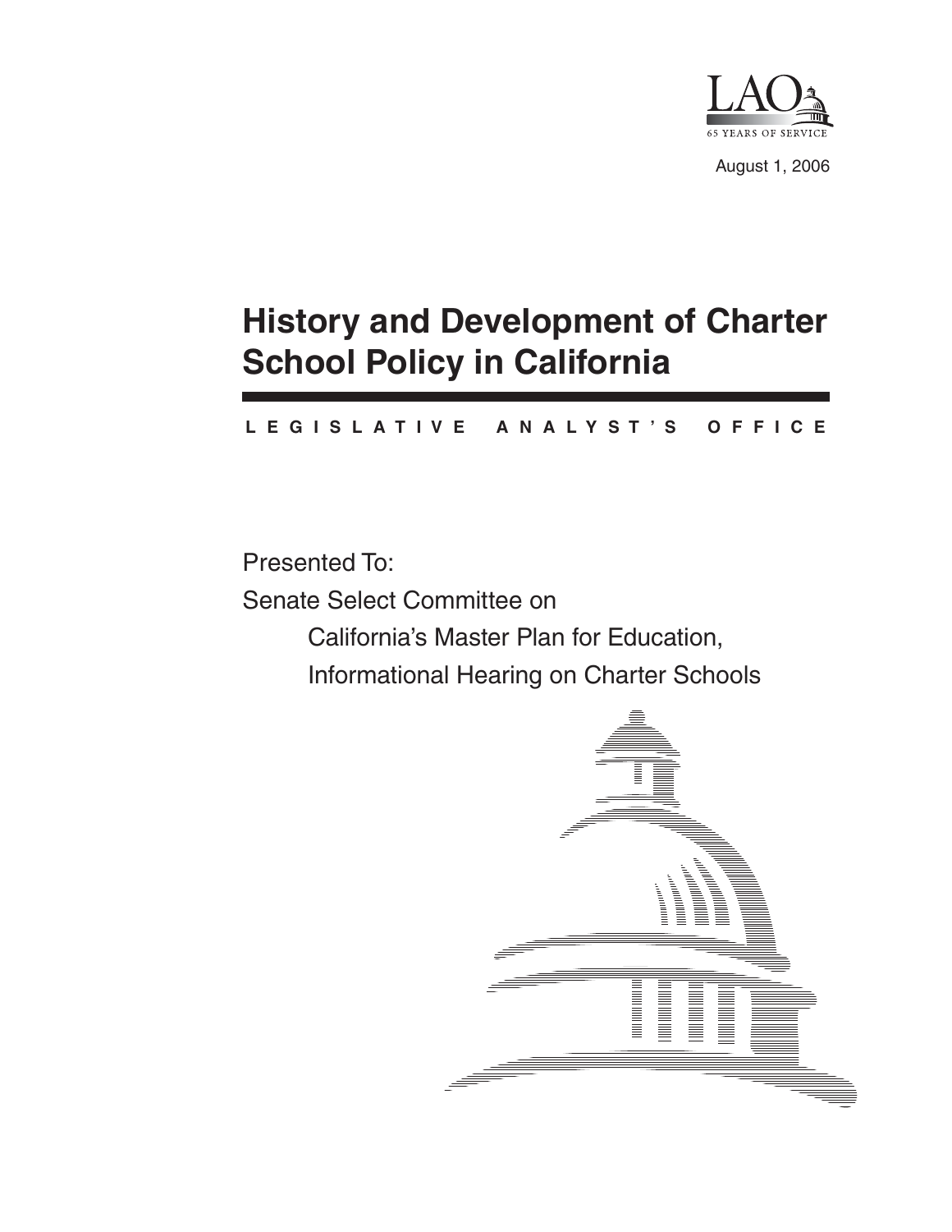LAO

65 YEARS OF SERVICE

August 1, 2006

# History and Development of Charter School Policy in California

**LEGISLATIVE ANALYST'S OFFICE**

Presented To:

Senate Select Committee on

California's Master Plan for Education,

Informational Hearing on Charter Schools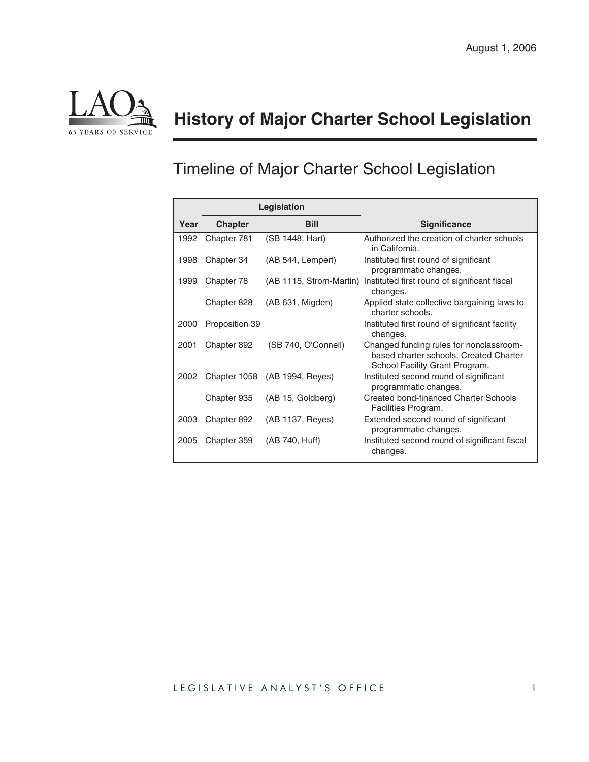August 1, 2006

# History of Major Charter School Legislation

## Timeline of Major Charter School Legislation

| | Legislation | | |
|---|---|---|---|
| **Year** | **Chapter** | **Bill** | **Significance** |
| 1992 | Chapter 781 | (SB 1448, Hart) | Authorized the creation of charter schools in California. |
| 1998 | Chapter 34 | (AB 544, Lempert) | Instituted first round of significant programmatic changes. |
| 1999 | Chapter 78 | (AB 1115, Strom-Martin) | Instituted first round of significant fiscal changes. |
| | Chapter 828 | (AB 631, Migden) | Applied state collective bargaining laws to charter schools. |
| 2000 | Proposition 39 | | Instituted first round of significant facility changes. |
| 2001 | Chapter 892 | (SB 740, O'Connell) | Changed funding rules for nonclassroom-based charter schools. Created Charter School Facility Grant Program. |
| 2002 | Chapter 1058 | (AB 1994, Reyes) | Instituted second round of significant programmatic changes. |
| | Chapter 935 | (AB 15, Goldberg) | Created bond-financed Charter Schools Facilities Program. |
| 2003 | Chapter 892 | (AB 1137, Reyes) | Extended second round of significant programmatic changes. |
| 2005 | Chapter 359 | (AB 740, Huff) | Instituted second round of significant fiscal changes. |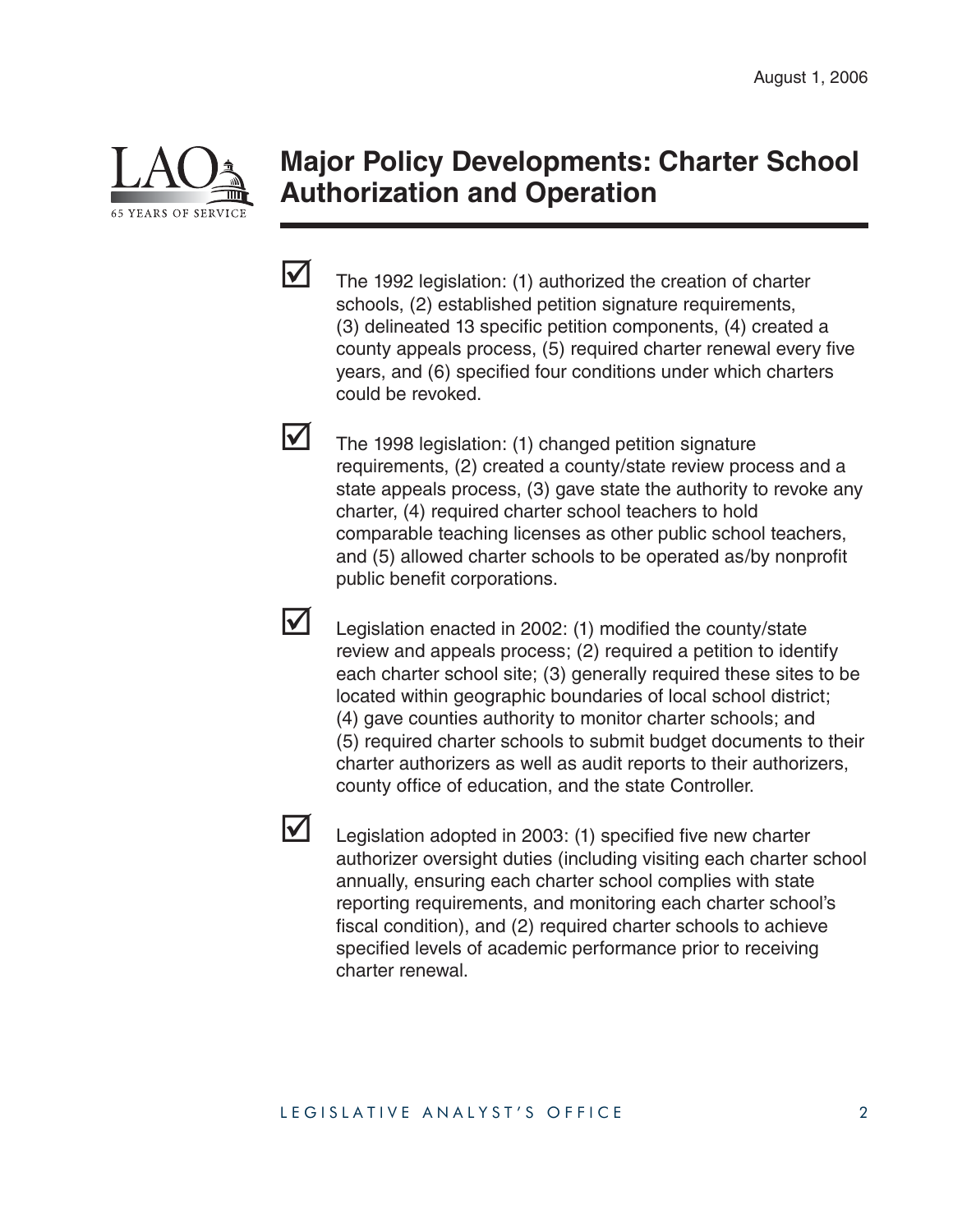# Major Policy Developments: Charter School Authorization and Operation

- ☑ The 1992 legislation: (1) authorized the creation of charter schools, (2) established petition signature requirements, (3) delineated 13 specific petition components, (4) created a county appeals process, (5) required charter renewal every five years, and (6) specified four conditions under which charters could be revoked.

- ☑ The 1998 legislation: (1) changed petition signature requirements, (2) created a county/state review process and a state appeals process, (3) gave state the authority to revoke any charter, (4) required charter school teachers to hold comparable teaching licenses as other public school teachers, and (5) allowed charter schools to be operated as/by nonprofit public benefit corporations.

- ☑ Legislation enacted in 2002: (1) modified the county/state review and appeals process; (2) required a petition to identify each charter school site; (3) generally required these sites to be located within geographic boundaries of local school district; (4) gave counties authority to monitor charter schools; and (5) required charter schools to submit budget documents to their charter authorizers as well as audit reports to their authorizers, county office of education, and the state Controller.

- ☑ Legislation adopted in 2003: (1) specified five new charter authorizer oversight duties (including visiting each charter school annually, ensuring each charter school complies with state reporting requirements, and monitoring each charter school's fiscal condition), and (2) required charter schools to achieve specified levels of academic performance prior to receiving charter renewal.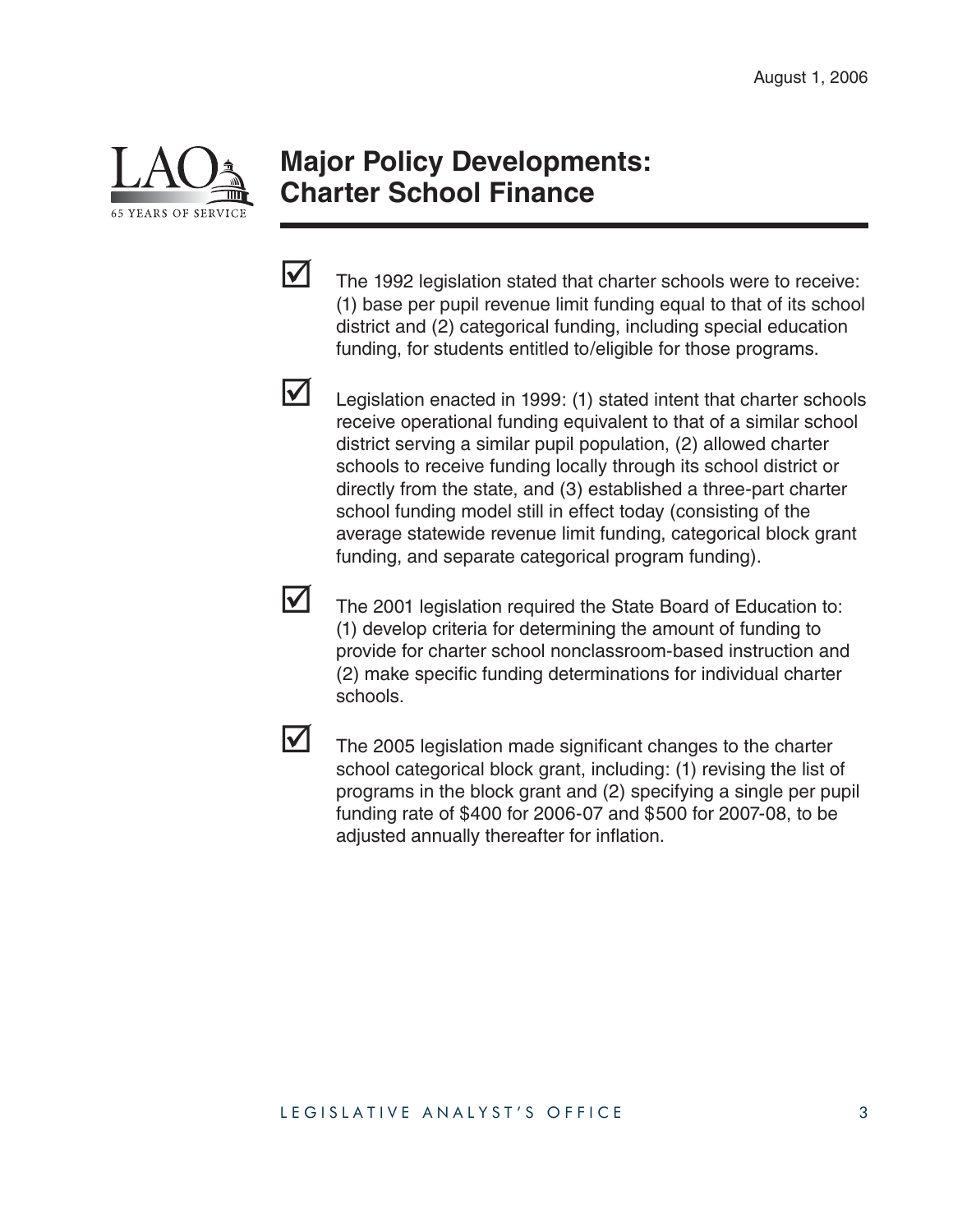August 1, 2006

# Major Policy Developments: Charter School Finance

- ☑ The 1992 legislation stated that charter schools were to receive: (1) base per pupil revenue limit funding equal to that of its school district and (2) categorical funding, including special education funding, for students entitled to/eligible for those programs.

- ☑ Legislation enacted in 1999: (1) stated intent that charter schools receive operational funding equivalent to that of a similar school district serving a similar pupil population, (2) allowed charter schools to receive funding locally through its school district or directly from the state, and (3) established a three-part charter school funding model still in effect today (consisting of the average statewide revenue limit funding, categorical block grant funding, and separate categorical program funding).

- ☑ The 2001 legislation required the State Board of Education to: (1) develop criteria for determining the amount of funding to provide for charter school nonclassroom-based instruction and (2) make specific funding determinations for individual charter schools.

- ☑ The 2005 legislation made significant changes to the charter school categorical block grant, including: (1) revising the list of programs in the block grant and (2) specifying a single per pupil funding rate of $400 for 2006-07 and $500 for 2007-08, to be adjusted annually thereafter for inflation.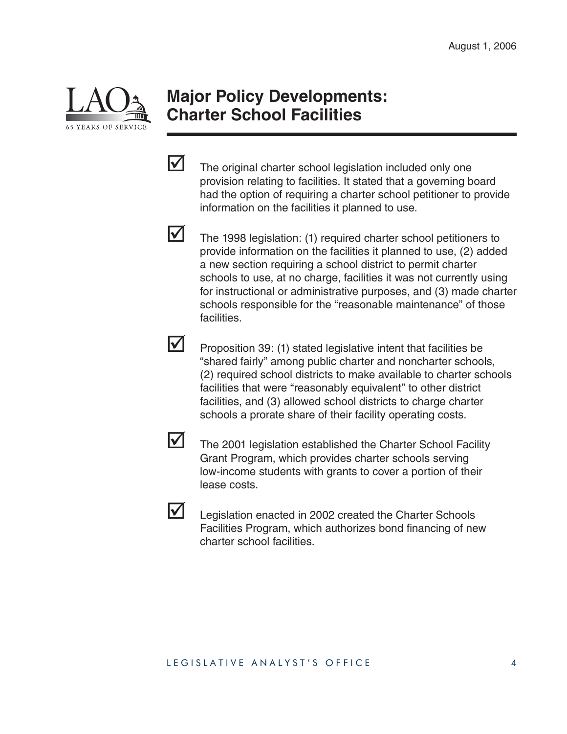August 1, 2006

# Major Policy Developments: Charter School Facilities

- The original charter school legislation included only one provision relating to facilities. It stated that a governing board had the option of requiring a charter school petitioner to provide information on the facilities it planned to use.

- The 1998 legislation: (1) required charter school petitioners to provide information on the facilities it planned to use, (2) added a new section requiring a school district to permit charter schools to use, at no charge, facilities it was not currently using for instructional or administrative purposes, and (3) made charter schools responsible for the "reasonable maintenance" of those facilities.

- Proposition 39: (1) stated legislative intent that facilities be "shared fairly" among public charter and noncharter schools, (2) required school districts to make available to charter schools facilities that were "reasonably equivalent" to other district facilities, and (3) allowed school districts to charge charter schools a prorate share of their facility operating costs.

- The 2001 legislation established the Charter School Facility Grant Program, which provides charter schools serving low-income students with grants to cover a portion of their lease costs.

- Legislation enacted in 2002 created the Charter Schools Facilities Program, which authorizes bond financing of new charter school facilities.